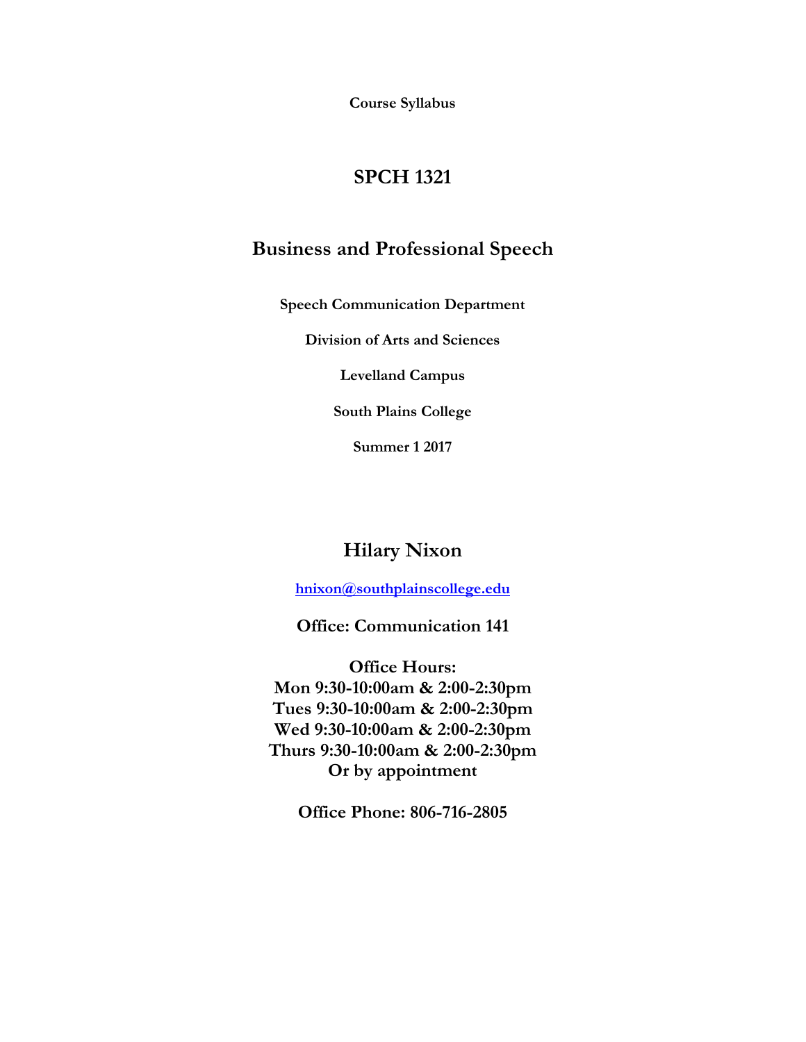**Course Syllabus**

# SPCH 1321

## Business and Professional Speech

**Speech Communication Department**

**Division of Arts and Sciences**

**Levelland Campus**

**South Plains College**

**Summer 1 2017**

## Hilary Nixon

**hnixon@southplainscollege.edu**

**Office: Communication 141**

**Office Hours:**
**Mon 9:30-10:00am & 2:00-2:30pm**
**Tues 9:30-10:00am & 2:00-2:30pm**
**Wed 9:30-10:00am & 2:00-2:30pm**
**Thurs 9:30-10:00am & 2:00-2:30pm**
**Or by appointment**

**Office Phone: 806-716-2805**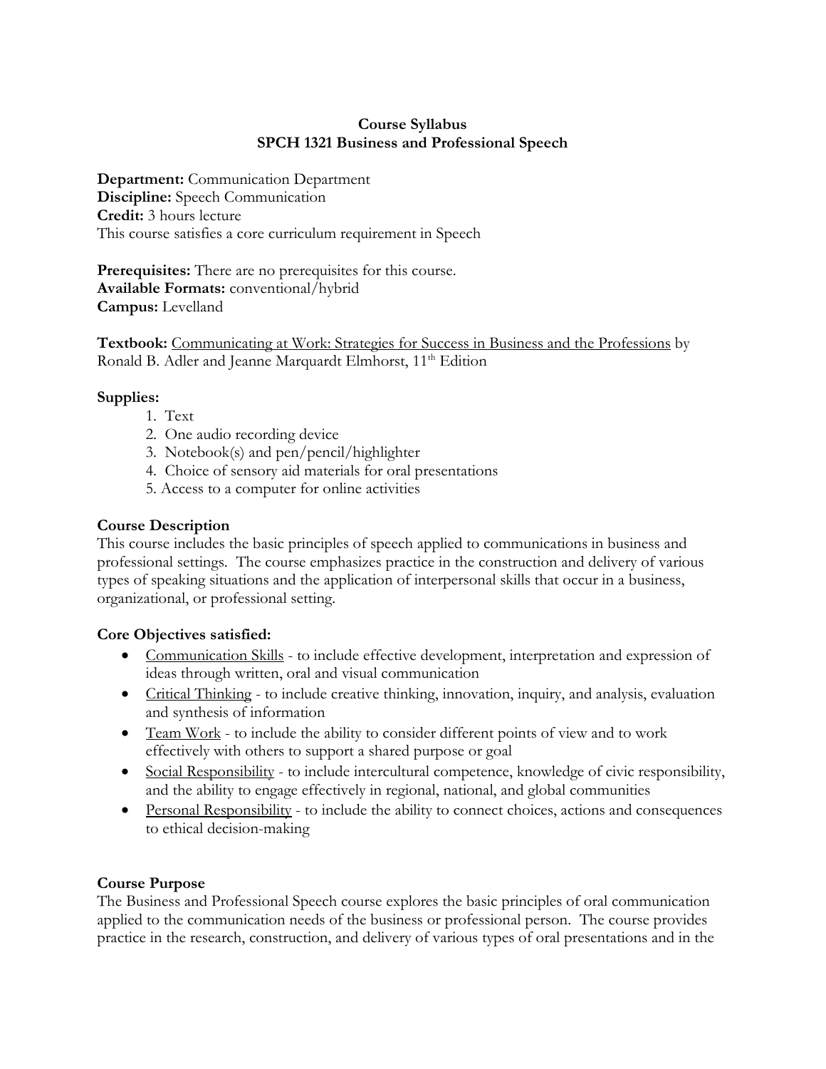**Course Syllabus**
**SPCH 1321 Business and Professional Speech**

**Department:** Communication Department
**Discipline:** Speech Communication
**Credit:** 3 hours lecture
This course satisfies a core curriculum requirement in Speech

**Prerequisites:** There are no prerequisites for this course.
**Available Formats:** conventional/hybrid
**Campus:** Levelland

**Textbook:** Communicating at Work: Strategies for Success in Business and the Professions by Ronald B. Adler and Jeanne Marquardt Elmhorst, 11th Edition

**Supplies:**

1. Text
2. One audio recording device
3. Notebook(s) and pen/pencil/highlighter
4. Choice of sensory aid materials for oral presentations
5. Access to a computer for online activities

**Course Description**

This course includes the basic principles of speech applied to communications in business and professional settings. The course emphasizes practice in the construction and delivery of various types of speaking situations and the application of interpersonal skills that occur in a business, organizational, or professional setting.

**Core Objectives satisfied:**

- Communication Skills - to include effective development, interpretation and expression of ideas through written, oral and visual communication
- Critical Thinking - to include creative thinking, innovation, inquiry, and analysis, evaluation and synthesis of information
- Team Work - to include the ability to consider different points of view and to work effectively with others to support a shared purpose or goal
- Social Responsibility - to include intercultural competence, knowledge of civic responsibility, and the ability to engage effectively in regional, national, and global communities
- Personal Responsibility - to include the ability to connect choices, actions and consequences to ethical decision-making

**Course Purpose**

The Business and Professional Speech course explores the basic principles of oral communication applied to the communication needs of the business or professional person. The course provides practice in the research, construction, and delivery of various types of oral presentations and in the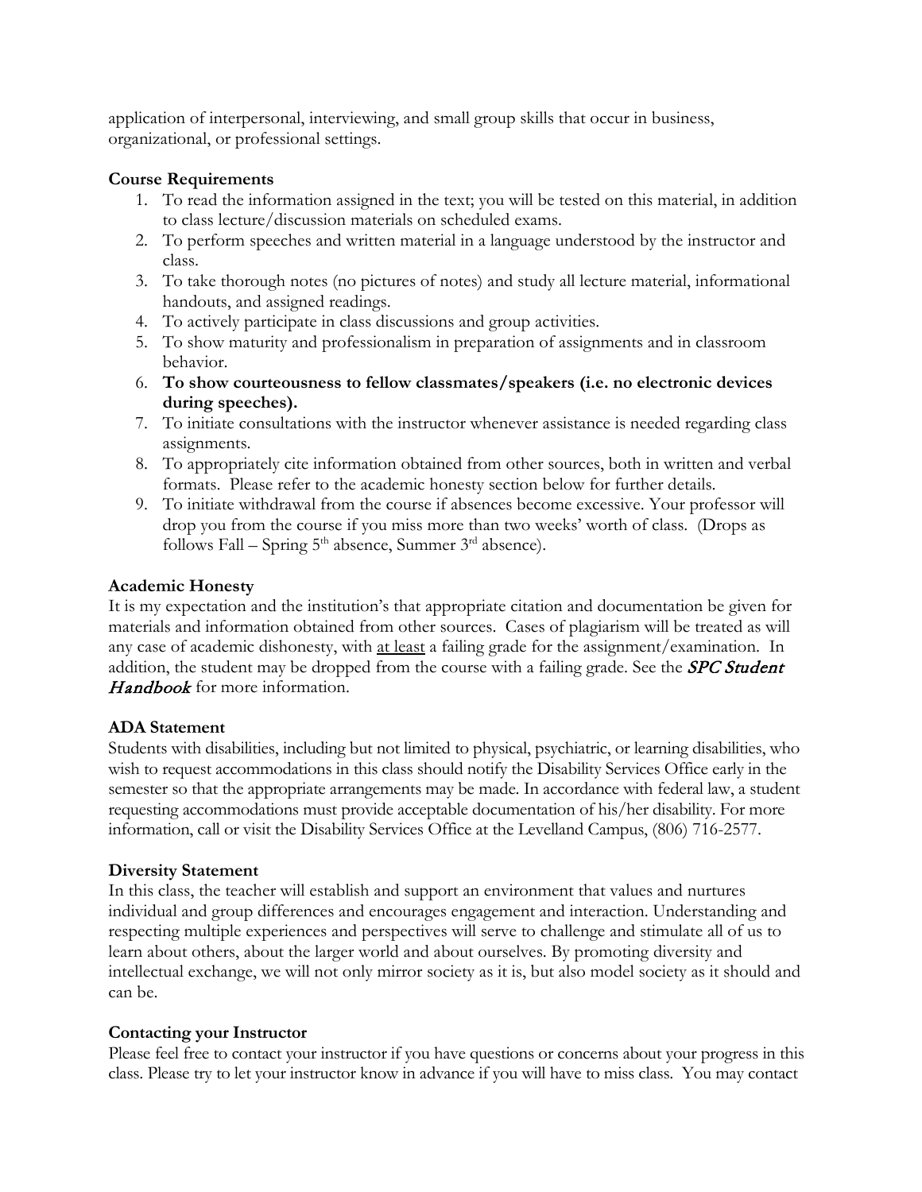application of interpersonal, interviewing, and small group skills that occur in business, organizational, or professional settings.

**Course Requirements**

1. To read the information assigned in the text; you will be tested on this material, in addition to class lecture/discussion materials on scheduled exams.
2. To perform speeches and written material in a language understood by the instructor and class.
3. To take thorough notes (no pictures of notes) and study all lecture material, informational handouts, and assigned readings.
4. To actively participate in class discussions and group activities.
5. To show maturity and professionalism in preparation of assignments and in classroom behavior.
6. **To show courteousness to fellow classmates/speakers (i.e. no electronic devices during speeches).**
7. To initiate consultations with the instructor whenever assistance is needed regarding class assignments.
8. To appropriately cite information obtained from other sources, both in written and verbal formats. Please refer to the academic honesty section below for further details.
9. To initiate withdrawal from the course if absences become excessive. Your professor will drop you from the course if you miss more than two weeks' worth of class. (Drops as follows Fall – Spring 5th absence, Summer 3rd absence).

**Academic Honesty**

It is my expectation and the institution's that appropriate citation and documentation be given for materials and information obtained from other sources. Cases of plagiarism will be treated as will any case of academic dishonesty, with <u>at least</u> a failing grade for the assignment/examination. In addition, the student may be dropped from the course with a failing grade. See the ***SPC Student Handbook*** for more information.

**ADA Statement**

Students with disabilities, including but not limited to physical, psychiatric, or learning disabilities, who wish to request accommodations in this class should notify the Disability Services Office early in the semester so that the appropriate arrangements may be made. In accordance with federal law, a student requesting accommodations must provide acceptable documentation of his/her disability. For more information, call or visit the Disability Services Office at the Levelland Campus, (806) 716-2577.

**Diversity Statement**

In this class, the teacher will establish and support an environment that values and nurtures individual and group differences and encourages engagement and interaction. Understanding and respecting multiple experiences and perspectives will serve to challenge and stimulate all of us to learn about others, about the larger world and about ourselves. By promoting diversity and intellectual exchange, we will not only mirror society as it is, but also model society as it should and can be.

**Contacting your Instructor**

Please feel free to contact your instructor if you have questions or concerns about your progress in this class. Please try to let your instructor know in advance if you will have to miss class. You may contact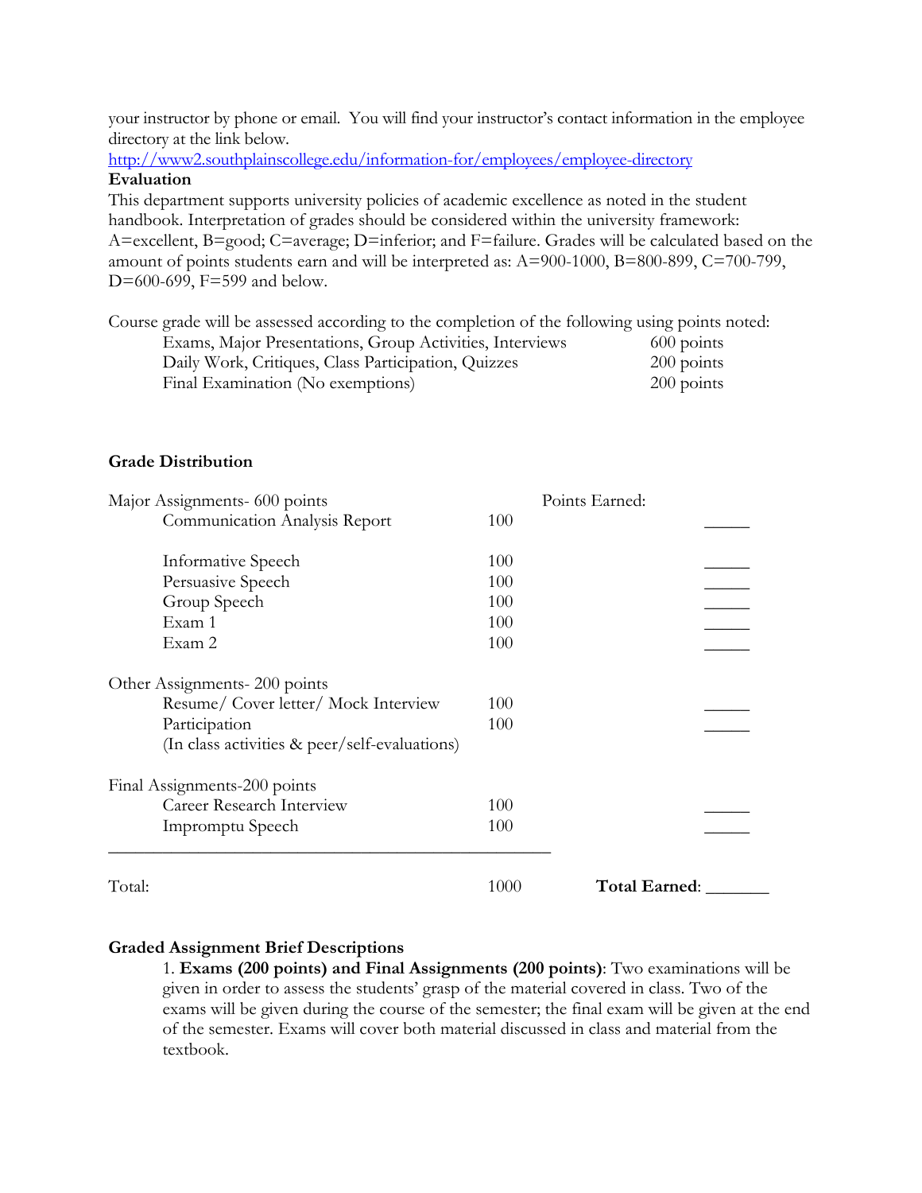your instructor by phone or email. You will find your instructor's contact information in the employee directory at the link below.
http://www2.southplainscollege.edu/information-for/employees/employee-directory

**Evaluation**

This department supports university policies of academic excellence as noted in the student handbook. Interpretation of grades should be considered within the university framework: A=excellent, B=good; C=average; D=inferior; and F=failure. Grades will be calculated based on the amount of points students earn and will be interpreted as: A=900-1000, B=800-899, C=700-799, D=600-699, F=599 and below.

Course grade will be assessed according to the completion of the following using points noted:

| | |
|---|---|
| Exams, Major Presentations, Group Activities, Interviews | 600 points |
| Daily Work, Critiques, Class Participation, Quizzes | 200 points |
| Final Examination (No exemptions) | 200 points |

**Grade Distribution**

| Assignment | Points | Points Earned: |
|---|---|---|
| **Major Assignments- 600 points** | | |
| Communication Analysis Report | 100 | _____ |
| Informative Speech | 100 | _____ |
| Persuasive Speech | 100 | _____ |
| Group Speech | 100 | _____ |
| Exam 1 | 100 | _____ |
| Exam 2 | 100 | _____ |
| **Other Assignments- 200 points** | | |
| Resume/ Cover letter/ Mock Interview | 100 | _____ |
| Participation (In class activities & peer/self-evaluations) | 100 | _____ |
| **Final Assignments-200 points** | | |
| Career Research Interview | 100 | _____ |
| Impromptu Speech | 100 | _____ |
| Total: | 1000 | **Total Earned**: _______ |

**Graded Assignment Brief Descriptions**

1. **Exams (200 points) and Final Assignments (200 points)**: Two examinations will be given in order to assess the students' grasp of the material covered in class. Two of the exams will be given during the course of the semester; the final exam will be given at the end of the semester. Exams will cover both material discussed in class and material from the textbook.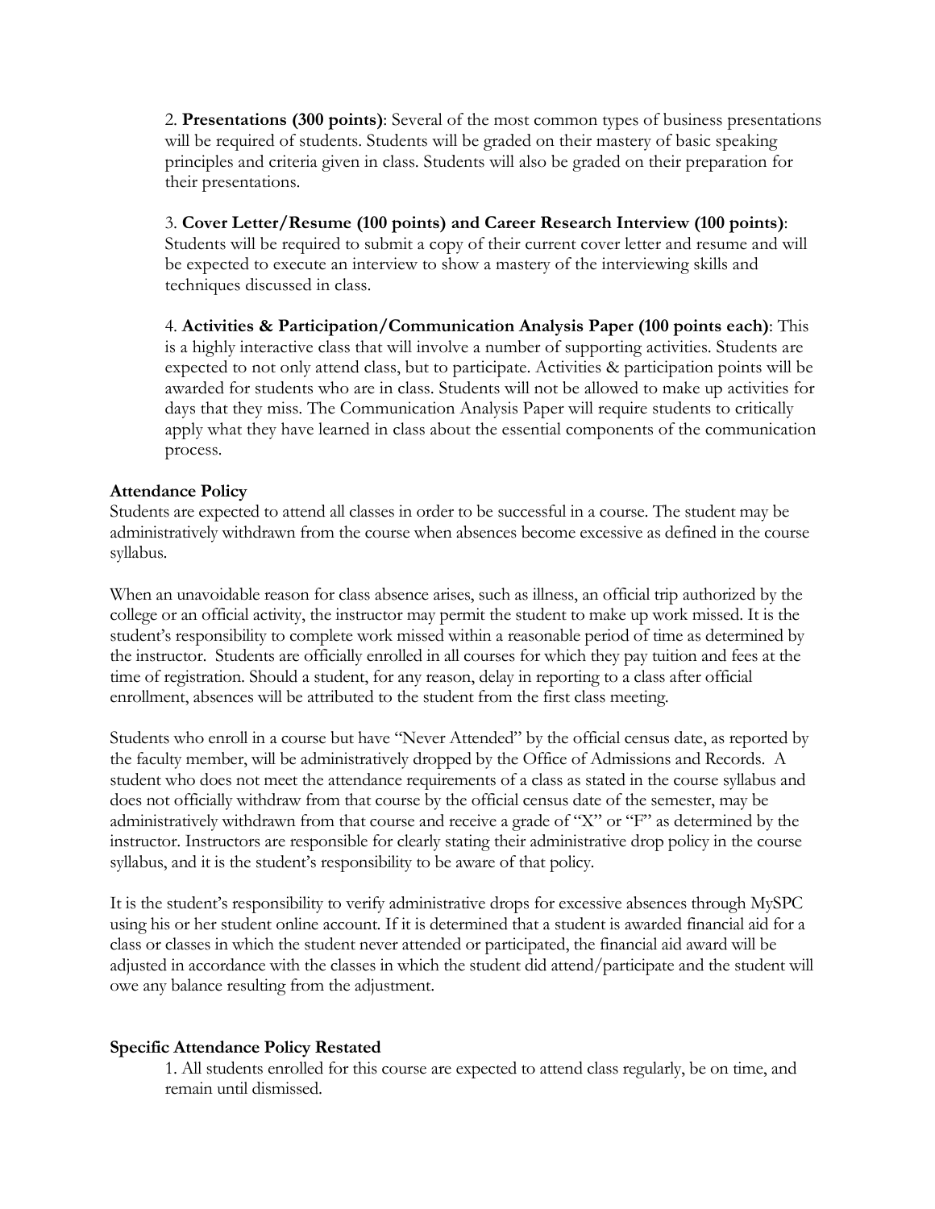2. **Presentations (300 points)**: Several of the most common types of business presentations will be required of students. Students will be graded on their mastery of basic speaking principles and criteria given in class. Students will also be graded on their preparation for their presentations.

3. **Cover Letter/Resume (100 points) and Career Research Interview (100 points)**: Students will be required to submit a copy of their current cover letter and resume and will be expected to execute an interview to show a mastery of the interviewing skills and techniques discussed in class.

4. **Activities & Participation/Communication Analysis Paper (100 points each)**: This is a highly interactive class that will involve a number of supporting activities. Students are expected to not only attend class, but to participate. Activities & participation points will be awarded for students who are in class. Students will not be allowed to make up activities for days that they miss. The Communication Analysis Paper will require students to critically apply what they have learned in class about the essential components of the communication process.

**Attendance Policy**

Students are expected to attend all classes in order to be successful in a course. The student may be administratively withdrawn from the course when absences become excessive as defined in the course syllabus.

When an unavoidable reason for class absence arises, such as illness, an official trip authorized by the college or an official activity, the instructor may permit the student to make up work missed. It is the student's responsibility to complete work missed within a reasonable period of time as determined by the instructor. Students are officially enrolled in all courses for which they pay tuition and fees at the time of registration. Should a student, for any reason, delay in reporting to a class after official enrollment, absences will be attributed to the student from the first class meeting.

Students who enroll in a course but have "Never Attended" by the official census date, as reported by the faculty member, will be administratively dropped by the Office of Admissions and Records. A student who does not meet the attendance requirements of a class as stated in the course syllabus and does not officially withdraw from that course by the official census date of the semester, may be administratively withdrawn from that course and receive a grade of "X" or "F" as determined by the instructor. Instructors are responsible for clearly stating their administrative drop policy in the course syllabus, and it is the student's responsibility to be aware of that policy.

It is the student's responsibility to verify administrative drops for excessive absences through MySPC using his or her student online account. If it is determined that a student is awarded financial aid for a class or classes in which the student never attended or participated, the financial aid award will be adjusted in accordance with the classes in which the student did attend/participate and the student will owe any balance resulting from the adjustment.

**Specific Attendance Policy Restated**

1. All students enrolled for this course are expected to attend class regularly, be on time, and remain until dismissed.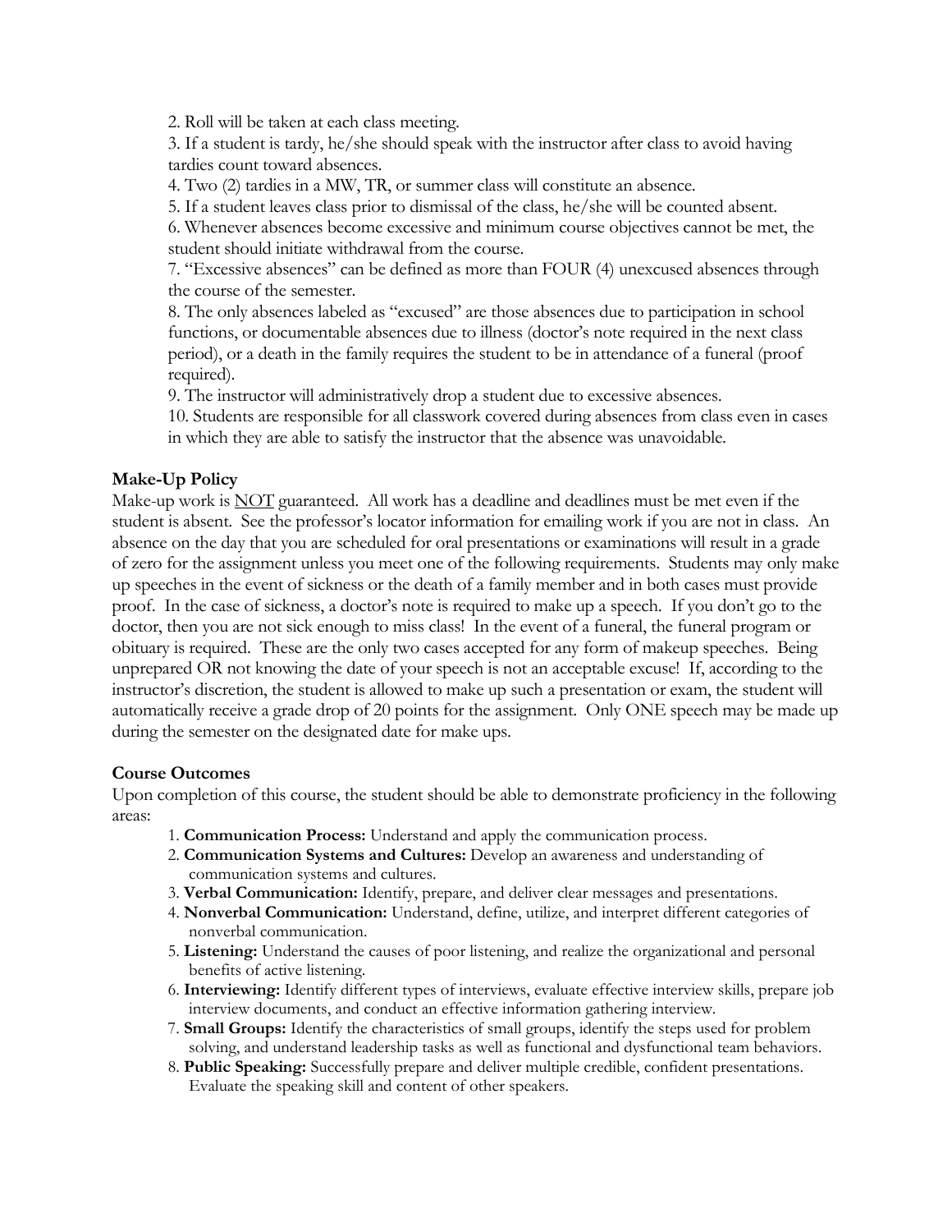2. Roll will be taken at each class meeting.
3. If a student is tardy, he/she should speak with the instructor after class to avoid having tardies count toward absences.
4. Two (2) tardies in a MW, TR, or summer class will constitute an absence.
5. If a student leaves class prior to dismissal of the class, he/she will be counted absent.
6. Whenever absences become excessive and minimum course objectives cannot be met, the student should initiate withdrawal from the course.
7. "Excessive absences" can be defined as more than FOUR (4) unexcused absences through the course of the semester.
8. The only absences labeled as "excused" are those absences due to participation in school functions, or documentable absences due to illness (doctor's note required in the next class period), or a death in the family requires the student to be in attendance of a funeral (proof required).
9. The instructor will administratively drop a student due to excessive absences.
10. Students are responsible for all classwork covered during absences from class even in cases in which they are able to satisfy the instructor that the absence was unavoidable.

**Make-Up Policy**

Make-up work is <u>NOT</u> guaranteed. All work has a deadline and deadlines must be met even if the student is absent. See the professor's locator information for emailing work if you are not in class. An absence on the day that you are scheduled for oral presentations or examinations will result in a grade of zero for the assignment unless you meet one of the following requirements. Students may only make up speeches in the event of sickness or the death of a family member and in both cases must provide proof. In the case of sickness, a doctor's note is required to make up a speech. If you don't go to the doctor, then you are not sick enough to miss class! In the event of a funeral, the funeral program or obituary is required. These are the only two cases accepted for any form of makeup speeches. Being unprepared OR not knowing the date of your speech is not an acceptable excuse! If, according to the instructor's discretion, the student is allowed to make up such a presentation or exam, the student will automatically receive a grade drop of 20 points for the assignment. Only ONE speech may be made up during the semester on the designated date for make ups.

**Course Outcomes**

Upon completion of this course, the student should be able to demonstrate proficiency in the following areas:

1. **Communication Process:** Understand and apply the communication process.
2. **Communication Systems and Cultures:** Develop an awareness and understanding of communication systems and cultures.
3. **Verbal Communication:** Identify, prepare, and deliver clear messages and presentations.
4. **Nonverbal Communication:** Understand, define, utilize, and interpret different categories of nonverbal communication.
5. **Listening:** Understand the causes of poor listening, and realize the organizational and personal benefits of active listening.
6. **Interviewing:** Identify different types of interviews, evaluate effective interview skills, prepare job interview documents, and conduct an effective information gathering interview.
7. **Small Groups:** Identify the characteristics of small groups, identify the steps used for problem solving, and understand leadership tasks as well as functional and dysfunctional team behaviors.
8. **Public Speaking:** Successfully prepare and deliver multiple credible, confident presentations. Evaluate the speaking skill and content of other speakers.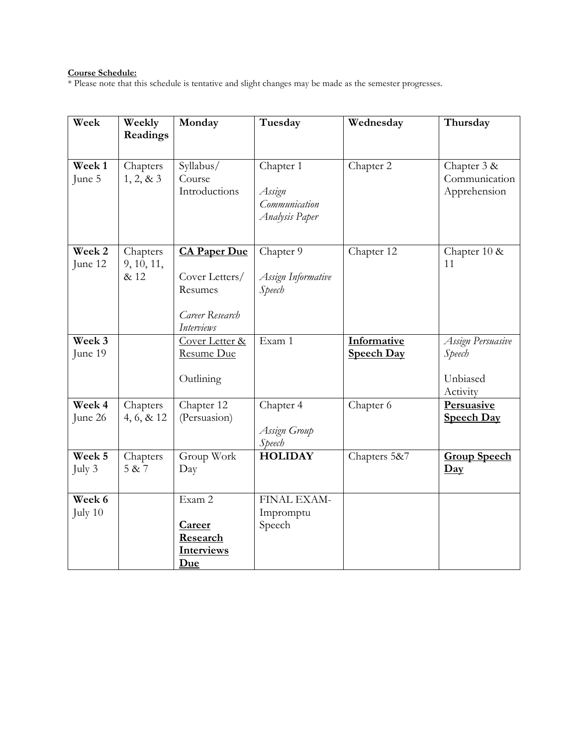**<u>Course Schedule:</u>**
* Please note that this schedule is tentative and slight changes may be made as the semester progresses.

| Week | Weekly Readings | Monday | Tuesday | Wednesday | Thursday |
|---|---|---|---|---|---|
| **Week 1** June 5 | Chapters 1, 2, & 3 | Syllabus/ Course Introductions | Chapter 1 *Assign Communication Analysis Paper* | Chapter 2 | Chapter 3 & Communication Apprehension |
| **Week 2** June 12 | Chapters 9, 10, 11, & 12 | **<u>CA Paper Due</u>** Cover Letters/ Resumes *Career Research Interviews* | Chapter 9 *Assign Informative Speech* | Chapter 12 | Chapter 10 & 11 |
| **Week 3** June 19 | | <u>Cover Letter & Resume Due</u> Outlining | Exam 1 | **<u>Informative Speech Day</u>** | *Assign Persuasive Speech* Unbiased Activity |
| **Week 4** June 26 | Chapters 4, 6, & 12 | Chapter 12 (Persuasion) | Chapter 4 *Assign Group Speech* | Chapter 6 | **<u>Persuasive Speech Day</u>** |
| **Week 5** July 3 | Chapters 5 & 7 | Group Work Day | **HOLIDAY** | Chapters 5&7 | **<u>Group Speech Day</u>** |
| **Week 6** July 10 | | Exam 2 **<u>Career Research Interviews Due</u>** | FINAL EXAM- Impromptu Speech | | |